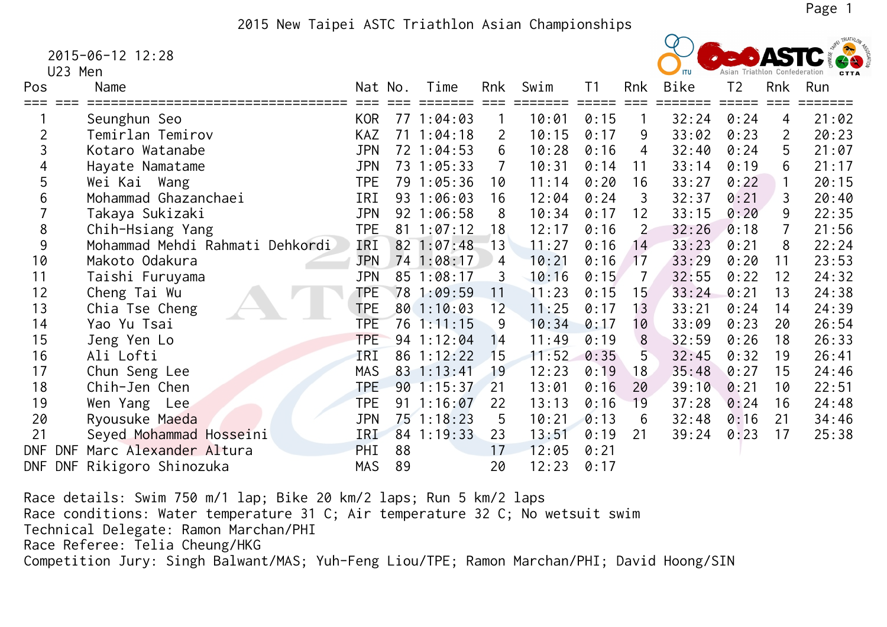# 2015 New Taipei ASTC Triathlon Asian Championships

2015-06-12 12:28

U23 Men

| Pos | | Name | Nat | No. | Time | Rnk | Swim | T1 | Rnk | Bike | T2 | Rnk | Run |
|---|---|---|---|---|---|---|---|---|---|---|---|---|---|
| 1 | | Seunghun Seo | KOR | 77 | 1:04:03 | 1 | 10:01 | 0:15 | 1 | 32:24 | 0:24 | 4 | 21:02 |
| 2 | | Temirlan Temirov | KAZ | 71 | 1:04:18 | 2 | 10:15 | 0:17 | 9 | 33:02 | 0:23 | 2 | 20:23 |
| 3 | | Kotaro Watanabe | JPN | 72 | 1:04:53 | 6 | 10:28 | 0:16 | 4 | 32:40 | 0:24 | 5 | 21:07 |
| 4 | | Hayate Namatame | JPN | 73 | 1:05:33 | 7 | 10:31 | 0:14 | 11 | 33:14 | 0:19 | 6 | 21:17 |
| 5 | | Wei Kai  Wang | TPE | 79 | 1:05:36 | 10 | 11:14 | 0:20 | 16 | 33:27 | 0:22 | 1 | 20:15 |
| 6 | | Mohammad Ghazanchaei | IRI | 93 | 1:06:03 | 16 | 12:04 | 0:24 | 3 | 32:37 | 0:21 | 3 | 20:40 |
| 7 | | Takaya Sukizaki | JPN | 92 | 1:06:58 | 8 | 10:34 | 0:17 | 12 | 33:15 | 0:20 | 9 | 22:35 |
| 8 | | Chih-Hsiang Yang | TPE | 81 | 1:07:12 | 18 | 12:17 | 0:16 | 2 | 32:26 | 0:18 | 7 | 21:56 |
| 9 | | Mohammad Mehdi Rahmati Dehkordi | IRI | 82 | 1:07:48 | 13 | 11:27 | 0:16 | 14 | 33:23 | 0:21 | 8 | 22:24 |
| 10 | | Makoto Odakura | JPN | 74 | 1:08:17 | 4 | 10:21 | 0:16 | 17 | 33:29 | 0:20 | 11 | 23:53 |
| 11 | | Taishi Furuyama | JPN | 85 | 1:08:17 | 3 | 10:16 | 0:15 | 7 | 32:55 | 0:22 | 12 | 24:32 |
| 12 | | Cheng Tai Wu | TPE | 78 | 1:09:59 | 11 | 11:23 | 0:15 | 15 | 33:24 | 0:21 | 13 | 24:38 |
| 13 | | Chia Tse Cheng | TPE | 80 | 1:10:03 | 12 | 11:25 | 0:17 | 13 | 33:21 | 0:24 | 14 | 24:39 |
| 14 | | Yao Yu Tsai | TPE | 76 | 1:11:15 | 9 | 10:34 | 0:17 | 10 | 33:09 | 0:23 | 20 | 26:54 |
| 15 | | Jeng Yen Lo | TPE | 94 | 1:12:04 | 14 | 11:49 | 0:19 | 8 | 32:59 | 0:26 | 18 | 26:33 |
| 16 | | Ali Lofti | IRI | 86 | 1:12:22 | 15 | 11:52 | 0:35 | 5 | 32:45 | 0:32 | 19 | 26:41 |
| 17 | | Chun Seng Lee | MAS | 83 | 1:13:41 | 19 | 12:23 | 0:19 | 18 | 35:48 | 0:27 | 15 | 24:46 |
| 18 | | Chih-Jen Chen | TPE | 90 | 1:15:37 | 21 | 13:01 | 0:16 | 20 | 39:10 | 0:21 | 10 | 22:51 |
| 19 | | Wen Yang  Lee | TPE | 91 | 1:16:07 | 22 | 13:13 | 0:16 | 19 | 37:28 | 0:24 | 16 | 24:48 |
| 20 | | Ryousuke Maeda | JPN | 75 | 1:18:23 | 5 | 10:21 | 0:13 | 6 | 32:48 | 0:16 | 21 | 34:46 |
| 21 | | Seyed Mohammad Hosseini | IRI | 84 | 1:19:33 | 23 | 13:51 | 0:19 | 21 | 39:24 | 0:23 | 17 | 25:38 |
| DNF | DNF | Marc Alexander Altura | PHI | 88 | | 17 | 12:05 | 0:21 | | | | | |
| DNF | DNF | Rikigoro Shinozuka | MAS | 89 | | 20 | 12:23 | 0:17 | | | | | |

Race details: Swim 750 m/1 lap; Bike 20 km/2 laps; Run 5 km/2 laps

Race conditions: Water temperature 31 C; Air temperature 32 C; No wetsuit swim

Technical Delegate: Ramon Marchan/PHI

Race Referee: Telia Cheung/HKG

Competition Jury: Singh Balwant/MAS; Yuh-Feng Liou/TPE; Ramon Marchan/PHI; David Hoong/SIN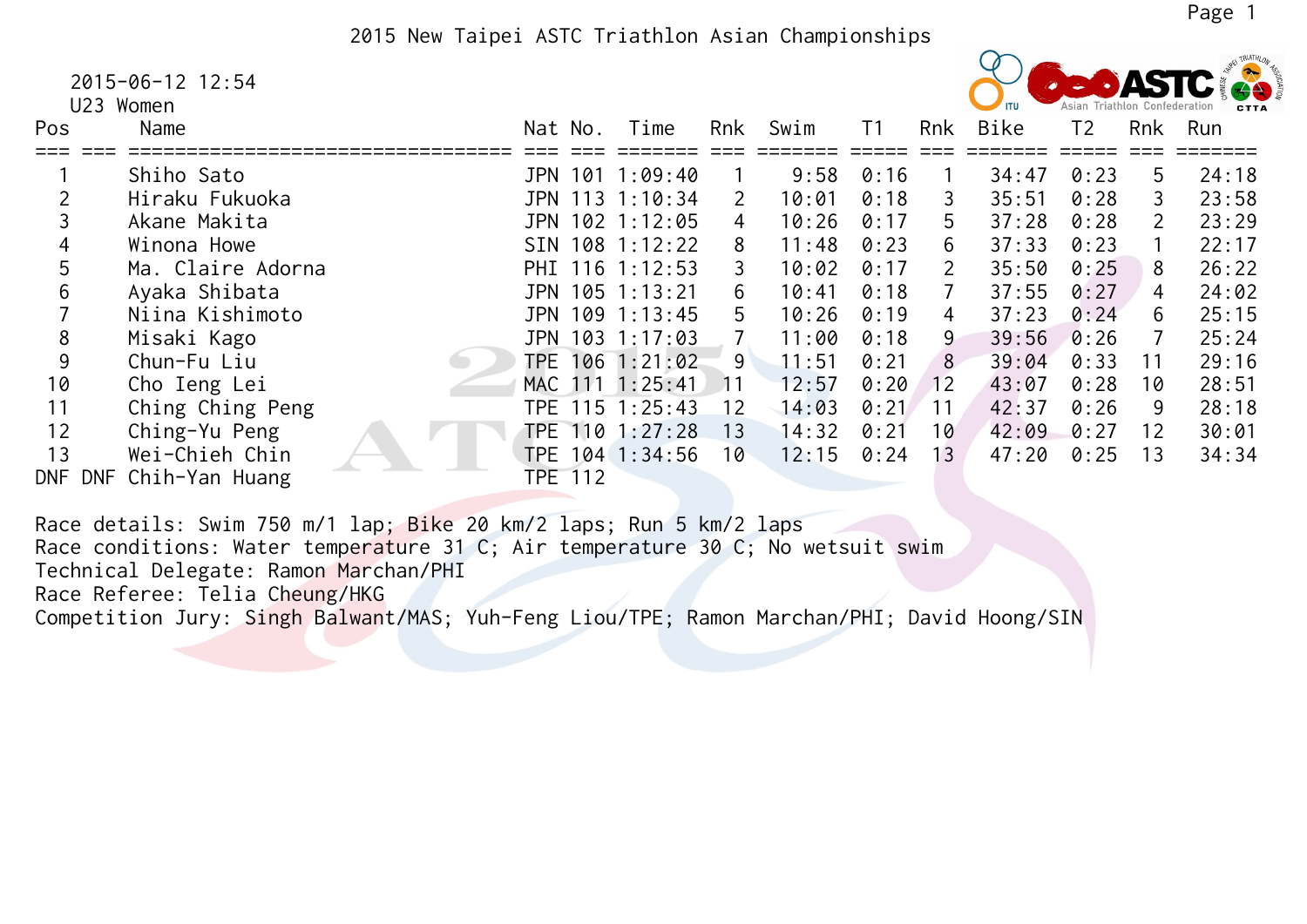# 2015 New Taipei ASTC Triathlon Asian Championships

2015-06-12 12:54

U23 Women

| Pos | | Name | Nat | No. | Time | Rnk | Swim | T1 | Rnk | Bike | T2 | Rnk | Run |
|---|---|---|---|---|---|---|---|---|---|---|---|---|---|
| 1 | | Shiho Sato | JPN | 101 | 1:09:40 | 1 | 9:58 | 0:16 | 1 | 34:47 | 0:23 | 5 | 24:18 |
| 2 | | Hiraku Fukuoka | JPN | 113 | 1:10:34 | 2 | 10:01 | 0:18 | 3 | 35:51 | 0:28 | 3 | 23:58 |
| 3 | | Akane Makita | JPN | 102 | 1:12:05 | 4 | 10:26 | 0:17 | 5 | 37:28 | 0:28 | 2 | 23:29 |
| 4 | | Winona Howe | SIN | 108 | 1:12:22 | 8 | 11:48 | 0:23 | 6 | 37:33 | 0:23 | 1 | 22:17 |
| 5 | | Ma. Claire Adorna | PHI | 116 | 1:12:53 | 3 | 10:02 | 0:17 | 2 | 35:50 | 0:25 | 8 | 26:22 |
| 6 | | Ayaka Shibata | JPN | 105 | 1:13:21 | 6 | 10:41 | 0:18 | 7 | 37:55 | 0:27 | 4 | 24:02 |
| 7 | | Niina Kishimoto | JPN | 109 | 1:13:45 | 5 | 10:26 | 0:19 | 4 | 37:23 | 0:24 | 6 | 25:15 |
| 8 | | Misaki Kago | JPN | 103 | 1:17:03 | 7 | 11:00 | 0:18 | 9 | 39:56 | 0:26 | 7 | 25:24 |
| 9 | | Chun-Fu Liu | TPE | 106 | 1:21:02 | 9 | 11:51 | 0:21 | 8 | 39:04 | 0:33 | 11 | 29:16 |
| 10 | | Cho Ieng Lei | MAC | 111 | 1:25:41 | 11 | 12:57 | 0:20 | 12 | 43:07 | 0:28 | 10 | 28:51 |
| 11 | | Ching Ching Peng | TPE | 115 | 1:25:43 | 12 | 14:03 | 0:21 | 11 | 42:37 | 0:26 | 9 | 28:18 |
| 12 | | Ching-Yu Peng | TPE | 110 | 1:27:28 | 13 | 14:32 | 0:21 | 10 | 42:09 | 0:27 | 12 | 30:01 |
| 13 | | Wei-Chieh Chin | TPE | 104 | 1:34:56 | 10 | 12:15 | 0:24 | 13 | 47:20 | 0:25 | 13 | 34:34 |
| DNF | DNF | Chih-Yan Huang | TPE | 112 | | | | | | | | | |

Race details: Swim 750 m/1 lap; Bike 20 km/2 laps; Run 5 km/2 laps
Race conditions: Water temperature 31 C; Air temperature 30 C; No wetsuit swim
Technical Delegate: Ramon Marchan/PHI
Race Referee: Telia Cheung/HKG
Competition Jury: Singh Balwant/MAS; Yuh-Feng Liou/TPE; Ramon Marchan/PHI; David Hoong/SIN